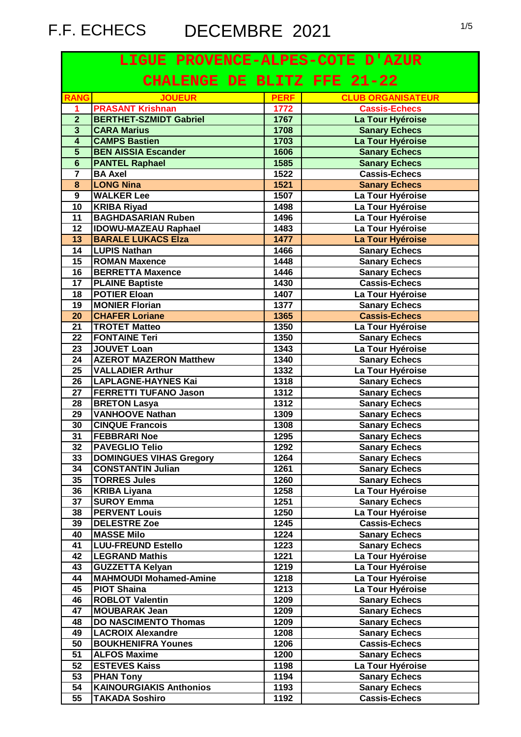# F.F. ECHECS DECEMBRE 2021

## LIGUE PROVENCE-ALPES-COTE D'AZUR

## CHALENGE DE BLITZ FFE 21-22

| RANG | JOUEUR | PERF | CLUB ORGANISATEUR |
|---|---|---|---|
| 1 | PRASANT Krishnan | 1772 | Cassis-Echecs |
| 2 | BERTHET-SZMIDT Gabriel | 1767 | La Tour Hyéroise |
| 3 | CARA Marius | 1708 | Sanary Echecs |
| 4 | CAMPS Bastien | 1703 | La Tour Hyéroise |
| 5 | BEN AISSIA Escander | 1606 | Sanary Echecs |
| 6 | PANTEL Raphael | 1585 | Sanary Echecs |
| 7 | BA Axel | 1522 | Cassis-Echecs |
| 8 | LONG Nina | 1521 | Sanary Echecs |
| 9 | WALKER Lee | 1507 | La Tour Hyéroise |
| 10 | KRIBA Riyad | 1498 | La Tour Hyéroise |
| 11 | BAGHDASARIAN Ruben | 1496 | La Tour Hyéroise |
| 12 | IDOWU-MAZEAU Raphael | 1483 | La Tour Hyéroise |
| 13 | BARALE LUKACS Elza | 1477 | La Tour Hyéroise |
| 14 | LUPIS Nathan | 1466 | Sanary Echecs |
| 15 | ROMAN Maxence | 1448 | Sanary Echecs |
| 16 | BERRETTA Maxence | 1446 | Sanary Echecs |
| 17 | PLAINE Baptiste | 1430 | Cassis-Echecs |
| 18 | POTIER Eloan | 1407 | La Tour Hyéroise |
| 19 | MONIER Florian | 1377 | Sanary Echecs |
| 20 | CHAFER Loriane | 1365 | Cassis-Echecs |
| 21 | TROTET Matteo | 1350 | La Tour Hyéroise |
| 22 | FONTAINE Teri | 1350 | Sanary Echecs |
| 23 | JOUVET Loan | 1343 | La Tour Hyéroise |
| 24 | AZEROT MAZERON Matthew | 1340 | Sanary Echecs |
| 25 | VALLADIER Arthur | 1332 | La Tour Hyéroise |
| 26 | LAPLAGNE-HAYNES Kai | 1318 | Sanary Echecs |
| 27 | FERRETTI TUFANO Jason | 1312 | Sanary Echecs |
| 28 | BRETON Lasya | 1312 | Sanary Echecs |
| 29 | VANHOOVE Nathan | 1309 | Sanary Echecs |
| 30 | CINQUE Francois | 1308 | Sanary Echecs |
| 31 | FEBBRARI Noe | 1295 | Sanary Echecs |
| 32 | PAVEGLIO Telio | 1292 | Sanary Echecs |
| 33 | DOMINGUES VIHAS Gregory | 1264 | Sanary Echecs |
| 34 | CONSTANTIN Julian | 1261 | Sanary Echecs |
| 35 | TORRES Jules | 1260 | Sanary Echecs |
| 36 | KRIBA Liyana | 1258 | La Tour Hyéroise |
| 37 | SUROY Emma | 1251 | Sanary Echecs |
| 38 | PERVENT Louis | 1250 | La Tour Hyéroise |
| 39 | DELESTRE Zoe | 1245 | Cassis-Echecs |
| 40 | MASSE Milo | 1224 | Sanary Echecs |
| 41 | LUU-FREUND Estello | 1223 | Sanary Echecs |
| 42 | LEGRAND Mathis | 1221 | La Tour Hyéroise |
| 43 | GUZZETTA Kelyan | 1219 | La Tour Hyéroise |
| 44 | MAHMOUDI Mohamed-Amine | 1218 | La Tour Hyéroise |
| 45 | PIOT Shaina | 1213 | La Tour Hyéroise |
| 46 | ROBLOT Valentin | 1209 | Sanary Echecs |
| 47 | MOUBARAK Jean | 1209 | Sanary Echecs |
| 48 | DO NASCIMENTO Thomas | 1209 | Sanary Echecs |
| 49 | LACROIX Alexandre | 1208 | Sanary Echecs |
| 50 | BOUKHENIFRA Younes | 1206 | Cassis-Echecs |
| 51 | ALFOS Maxime | 1200 | Sanary Echecs |
| 52 | ESTEVES Kaiss | 1198 | La Tour Hyéroise |
| 53 | PHAN Tony | 1194 | Sanary Echecs |
| 54 | KAINOURGIAKIS Anthonios | 1193 | Sanary Echecs |
| 55 | TAKADA Soshiro | 1192 | Cassis-Echecs |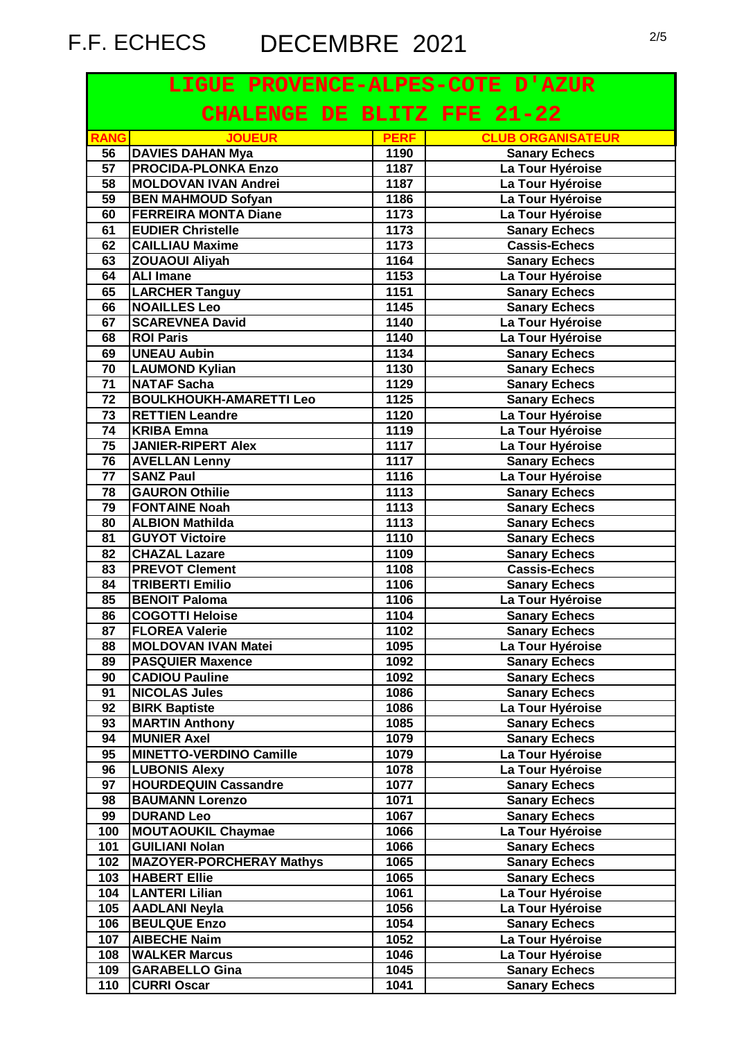F.F. ECHECS DECEMBRE 2021

## LIGUE PROVENCE-ALPES-COTE D'AZUR

## CHALENGE DE BLITZ FFE 21-22

| RANG | JOUEUR | PERF | CLUB ORGANISATEUR |
|---|---|---|---|
| 56 | DAVIES DAHAN Mya | 1190 | Sanary Echecs |
| 57 | PROCIDA-PLONKA Enzo | 1187 | La Tour Hyéroise |
| 58 | MOLDOVAN IVAN Andrei | 1187 | La Tour Hyéroise |
| 59 | BEN MAHMOUD Sofyan | 1186 | La Tour Hyéroise |
| 60 | FERREIRA MONTA Diane | 1173 | La Tour Hyéroise |
| 61 | EUDIER Christelle | 1173 | Sanary Echecs |
| 62 | CAILLIAU Maxime | 1173 | Cassis-Echecs |
| 63 | ZOUAOUI Aliyah | 1164 | Sanary Echecs |
| 64 | ALI Imane | 1153 | La Tour Hyéroise |
| 65 | LARCHER Tanguy | 1151 | Sanary Echecs |
| 66 | NOAILLES Leo | 1145 | Sanary Echecs |
| 67 | SCAREVNEA David | 1140 | La Tour Hyéroise |
| 68 | ROI Paris | 1140 | La Tour Hyéroise |
| 69 | UNEAU Aubin | 1134 | Sanary Echecs |
| 70 | LAUMOND Kylian | 1130 | Sanary Echecs |
| 71 | NATAF Sacha | 1129 | Sanary Echecs |
| 72 | BOULKHOUKH-AMARETTI Leo | 1125 | Sanary Echecs |
| 73 | RETTIEN Leandre | 1120 | La Tour Hyéroise |
| 74 | KRIBA Emna | 1119 | La Tour Hyéroise |
| 75 | JANIER-RIPERT Alex | 1117 | La Tour Hyéroise |
| 76 | AVELLAN Lenny | 1117 | Sanary Echecs |
| 77 | SANZ Paul | 1116 | La Tour Hyéroise |
| 78 | GAURON Othilie | 1113 | Sanary Echecs |
| 79 | FONTAINE Noah | 1113 | Sanary Echecs |
| 80 | ALBION Mathilda | 1113 | Sanary Echecs |
| 81 | GUYOT Victoire | 1110 | Sanary Echecs |
| 82 | CHAZAL Lazare | 1109 | Sanary Echecs |
| 83 | PREVOT Clement | 1108 | Cassis-Echecs |
| 84 | TRIBERTI Emilio | 1106 | Sanary Echecs |
| 85 | BENOIT Paloma | 1106 | La Tour Hyéroise |
| 86 | COGOTTI Heloise | 1104 | Sanary Echecs |
| 87 | FLOREA Valerie | 1102 | Sanary Echecs |
| 88 | MOLDOVAN IVAN Matei | 1095 | La Tour Hyéroise |
| 89 | PASQUIER Maxence | 1092 | Sanary Echecs |
| 90 | CADIOU Pauline | 1092 | Sanary Echecs |
| 91 | NICOLAS Jules | 1086 | Sanary Echecs |
| 92 | BIRK Baptiste | 1086 | La Tour Hyéroise |
| 93 | MARTIN Anthony | 1085 | Sanary Echecs |
| 94 | MUNIER Axel | 1079 | Sanary Echecs |
| 95 | MINETTO-VERDINO Camille | 1079 | La Tour Hyéroise |
| 96 | LUBONIS Alexy | 1078 | La Tour Hyéroise |
| 97 | HOURDEQUIN Cassandre | 1077 | Sanary Echecs |
| 98 | BAUMANN Lorenzo | 1071 | Sanary Echecs |
| 99 | DURAND Leo | 1067 | Sanary Echecs |
| 100 | MOUTAOUKIL Chaymae | 1066 | La Tour Hyéroise |
| 101 | GUILIANI Nolan | 1066 | Sanary Echecs |
| 102 | MAZOYER-PORCHERAY Mathys | 1065 | Sanary Echecs |
| 103 | HABERT Ellie | 1065 | Sanary Echecs |
| 104 | LANTERI Lilian | 1061 | La Tour Hyéroise |
| 105 | AADLANI Neyla | 1056 | La Tour Hyéroise |
| 106 | BEULQUE Enzo | 1054 | Sanary Echecs |
| 107 | AIBECHE Naim | 1052 | La Tour Hyéroise |
| 108 | WALKER Marcus | 1046 | La Tour Hyéroise |
| 109 | GARABELLO Gina | 1045 | Sanary Echecs |
| 110 | CURRI Oscar | 1041 | Sanary Echecs |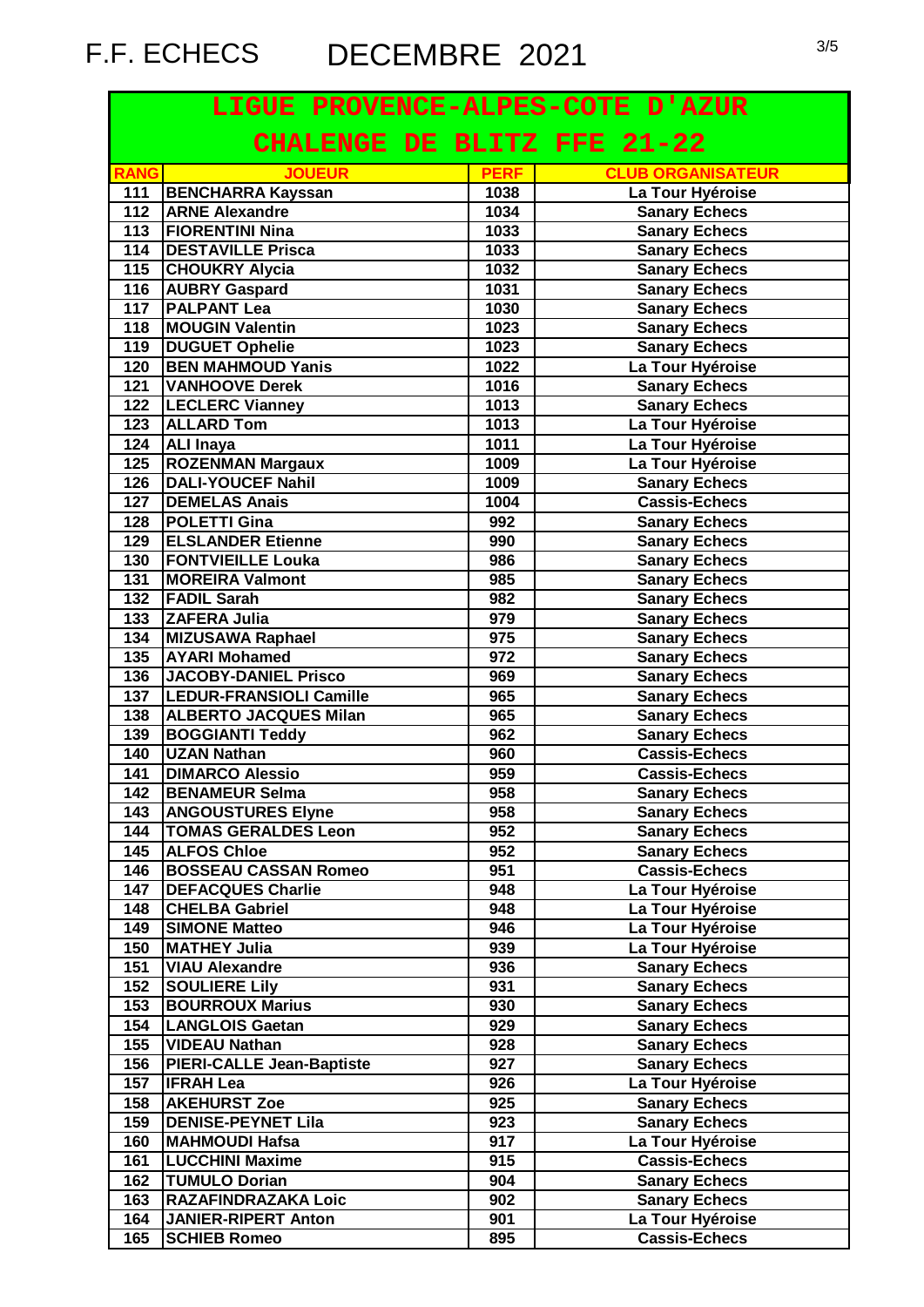F.F. ECHECS DECEMBRE 2021

## LIGUE PROVENCE-ALPES-COTE D'AZUR

## CHALENGE DE BLITZ FFE 21-22

| RANG | JOUEUR | PERF | CLUB ORGANISATEUR |
|---|---|---|---|
| 111 | BENCHARRA Kayssan | 1038 | La Tour Hyéroise |
| 112 | ARNE Alexandre | 1034 | Sanary Echecs |
| 113 | FIORENTINI Nina | 1033 | Sanary Echecs |
| 114 | DESTAVILLE Prisca | 1033 | Sanary Echecs |
| 115 | CHOUKRY Alycia | 1032 | Sanary Echecs |
| 116 | AUBRY Gaspard | 1031 | Sanary Echecs |
| 117 | PALPANT Lea | 1030 | Sanary Echecs |
| 118 | MOUGIN Valentin | 1023 | Sanary Echecs |
| 119 | DUGUET Ophelie | 1023 | Sanary Echecs |
| 120 | BEN MAHMOUD Yanis | 1022 | La Tour Hyéroise |
| 121 | VANHOOVE Derek | 1016 | Sanary Echecs |
| 122 | LECLERC Vianney | 1013 | Sanary Echecs |
| 123 | ALLARD Tom | 1013 | La Tour Hyéroise |
| 124 | ALI Inaya | 1011 | La Tour Hyéroise |
| 125 | ROZENMAN Margaux | 1009 | La Tour Hyéroise |
| 126 | DALI-YOUCEF Nahil | 1009 | Sanary Echecs |
| 127 | DEMELAS Anais | 1004 | Cassis-Echecs |
| 128 | POLETTI Gina | 992 | Sanary Echecs |
| 129 | ELSLANDER Etienne | 990 | Sanary Echecs |
| 130 | FONTVIEILLE Louka | 986 | Sanary Echecs |
| 131 | MOREIRA Valmont | 985 | Sanary Echecs |
| 132 | FADIL Sarah | 982 | Sanary Echecs |
| 133 | ZAFERA Julia | 979 | Sanary Echecs |
| 134 | MIZUSAWA Raphael | 975 | Sanary Echecs |
| 135 | AYARI Mohamed | 972 | Sanary Echecs |
| 136 | JACOBY-DANIEL Prisco | 969 | Sanary Echecs |
| 137 | LEDUR-FRANSIOLI Camille | 965 | Sanary Echecs |
| 138 | ALBERTO JACQUES Milan | 965 | Sanary Echecs |
| 139 | BOGGIANTI Teddy | 962 | Sanary Echecs |
| 140 | UZAN Nathan | 960 | Cassis-Echecs |
| 141 | DIMARCO Alessio | 959 | Cassis-Echecs |
| 142 | BENAMEUR Selma | 958 | Sanary Echecs |
| 143 | ANGOUSTURES Elyne | 958 | Sanary Echecs |
| 144 | TOMAS GERALDES Leon | 952 | Sanary Echecs |
| 145 | ALFOS Chloe | 952 | Sanary Echecs |
| 146 | BOSSEAU CASSAN Romeo | 951 | Cassis-Echecs |
| 147 | DEFACQUES Charlie | 948 | La Tour Hyéroise |
| 148 | CHELBA Gabriel | 948 | La Tour Hyéroise |
| 149 | SIMONE Matteo | 946 | La Tour Hyéroise |
| 150 | MATHEY Julia | 939 | La Tour Hyéroise |
| 151 | VIAU Alexandre | 936 | Sanary Echecs |
| 152 | SOULIERE Lily | 931 | Sanary Echecs |
| 153 | BOURROUX Marius | 930 | Sanary Echecs |
| 154 | LANGLOIS Gaetan | 929 | Sanary Echecs |
| 155 | VIDEAU Nathan | 928 | Sanary Echecs |
| 156 | PIERI-CALLE Jean-Baptiste | 927 | Sanary Echecs |
| 157 | IFRAH Lea | 926 | La Tour Hyéroise |
| 158 | AKEHURST Zoe | 925 | Sanary Echecs |
| 159 | DENISE-PEYNET Lila | 923 | Sanary Echecs |
| 160 | MAHMOUDI Hafsa | 917 | La Tour Hyéroise |
| 161 | LUCCHINI Maxime | 915 | Cassis-Echecs |
| 162 | TUMULO Dorian | 904 | Sanary Echecs |
| 163 | RAZAFINDRAZAKA Loic | 902 | Sanary Echecs |
| 164 | JANIER-RIPERT Anton | 901 | La Tour Hyéroise |
| 165 | SCHIEB Romeo | 895 | Cassis-Echecs |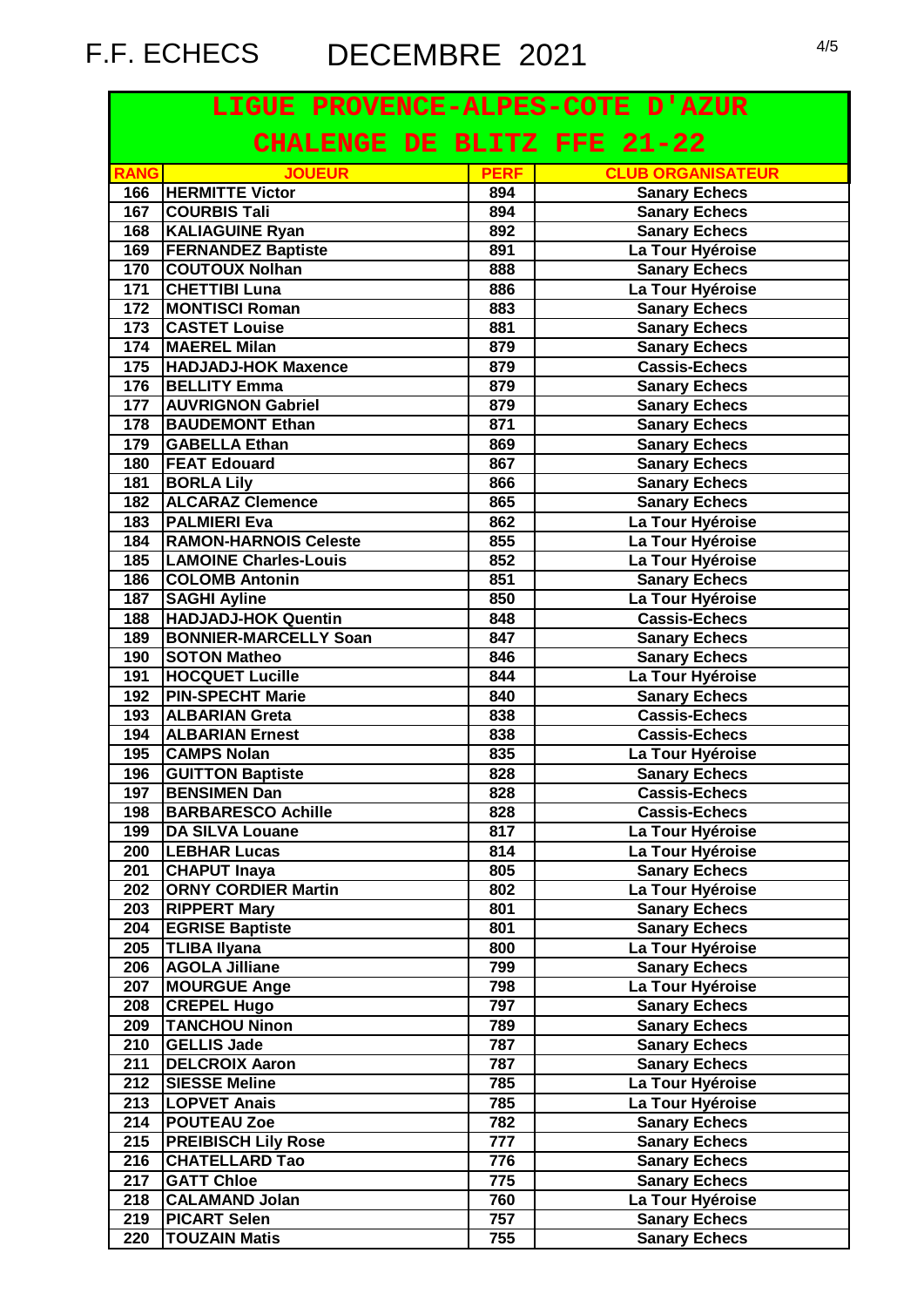F.F. ECHECS DECEMBRE 2021

## LIGUE PROVENCE-ALPES-COTE D'AZUR

## CHALENGE DE BLITZ FFE 21-22

| RANG | JOUEUR | PERF | CLUB ORGANISATEUR |
|---|---|---|---|
| 166 | HERMITTE Victor | 894 | Sanary Echecs |
| 167 | COURBIS Tali | 894 | Sanary Echecs |
| 168 | KALIAGUINE Ryan | 892 | Sanary Echecs |
| 169 | FERNANDEZ Baptiste | 891 | La Tour Hyéroise |
| 170 | COUTOUX Nolhan | 888 | Sanary Echecs |
| 171 | CHETTIBI Luna | 886 | La Tour Hyéroise |
| 172 | MONTISCI Roman | 883 | Sanary Echecs |
| 173 | CASTET Louise | 881 | Sanary Echecs |
| 174 | MAEREL Milan | 879 | Sanary Echecs |
| 175 | HADJADJ-HOK Maxence | 879 | Cassis-Echecs |
| 176 | BELLITY Emma | 879 | Sanary Echecs |
| 177 | AUVRIGNON Gabriel | 879 | Sanary Echecs |
| 178 | BAUDEMONT Ethan | 871 | Sanary Echecs |
| 179 | GABELLA Ethan | 869 | Sanary Echecs |
| 180 | FEAT Edouard | 867 | Sanary Echecs |
| 181 | BORLA Lily | 866 | Sanary Echecs |
| 182 | ALCARAZ Clemence | 865 | Sanary Echecs |
| 183 | PALMIERI Eva | 862 | La Tour Hyéroise |
| 184 | RAMON-HARNOIS Celeste | 855 | La Tour Hyéroise |
| 185 | LAMOINE Charles-Louis | 852 | La Tour Hyéroise |
| 186 | COLOMB Antonin | 851 | Sanary Echecs |
| 187 | SAGHI Ayline | 850 | La Tour Hyéroise |
| 188 | HADJADJ-HOK Quentin | 848 | Cassis-Echecs |
| 189 | BONNIER-MARCELLY Soan | 847 | Sanary Echecs |
| 190 | SOTON Matheo | 846 | Sanary Echecs |
| 191 | HOCQUET Lucille | 844 | La Tour Hyéroise |
| 192 | PIN-SPECHT Marie | 840 | Sanary Echecs |
| 193 | ALBARIAN Greta | 838 | Cassis-Echecs |
| 194 | ALBARIAN Ernest | 838 | Cassis-Echecs |
| 195 | CAMPS Nolan | 835 | La Tour Hyéroise |
| 196 | GUITTON Baptiste | 828 | Sanary Echecs |
| 197 | BENSIMEN Dan | 828 | Cassis-Echecs |
| 198 | BARBARESCO Achille | 828 | Cassis-Echecs |
| 199 | DA SILVA Louane | 817 | La Tour Hyéroise |
| 200 | LEBHAR Lucas | 814 | La Tour Hyéroise |
| 201 | CHAPUT Inaya | 805 | Sanary Echecs |
| 202 | ORNY CORDIER Martin | 802 | La Tour Hyéroise |
| 203 | RIPPERT Mary | 801 | Sanary Echecs |
| 204 | EGRISE Baptiste | 801 | Sanary Echecs |
| 205 | TLIBA Ilyana | 800 | La Tour Hyéroise |
| 206 | AGOLA Jilliane | 799 | Sanary Echecs |
| 207 | MOURGUE Ange | 798 | La Tour Hyéroise |
| 208 | CREPEL Hugo | 797 | Sanary Echecs |
| 209 | TANCHOU Ninon | 789 | Sanary Echecs |
| 210 | GELLIS Jade | 787 | Sanary Echecs |
| 211 | DELCROIX Aaron | 787 | Sanary Echecs |
| 212 | SIESSE Meline | 785 | La Tour Hyéroise |
| 213 | LOPVET Anais | 785 | La Tour Hyéroise |
| 214 | POUTEAU Zoe | 782 | Sanary Echecs |
| 215 | PREIBISCH Lily Rose | 777 | Sanary Echecs |
| 216 | CHATELLARD Tao | 776 | Sanary Echecs |
| 217 | GATT Chloe | 775 | Sanary Echecs |
| 218 | CALAMAND Jolan | 760 | La Tour Hyéroise |
| 219 | PICART Selen | 757 | Sanary Echecs |
| 220 | TOUZAIN Matis | 755 | Sanary Echecs |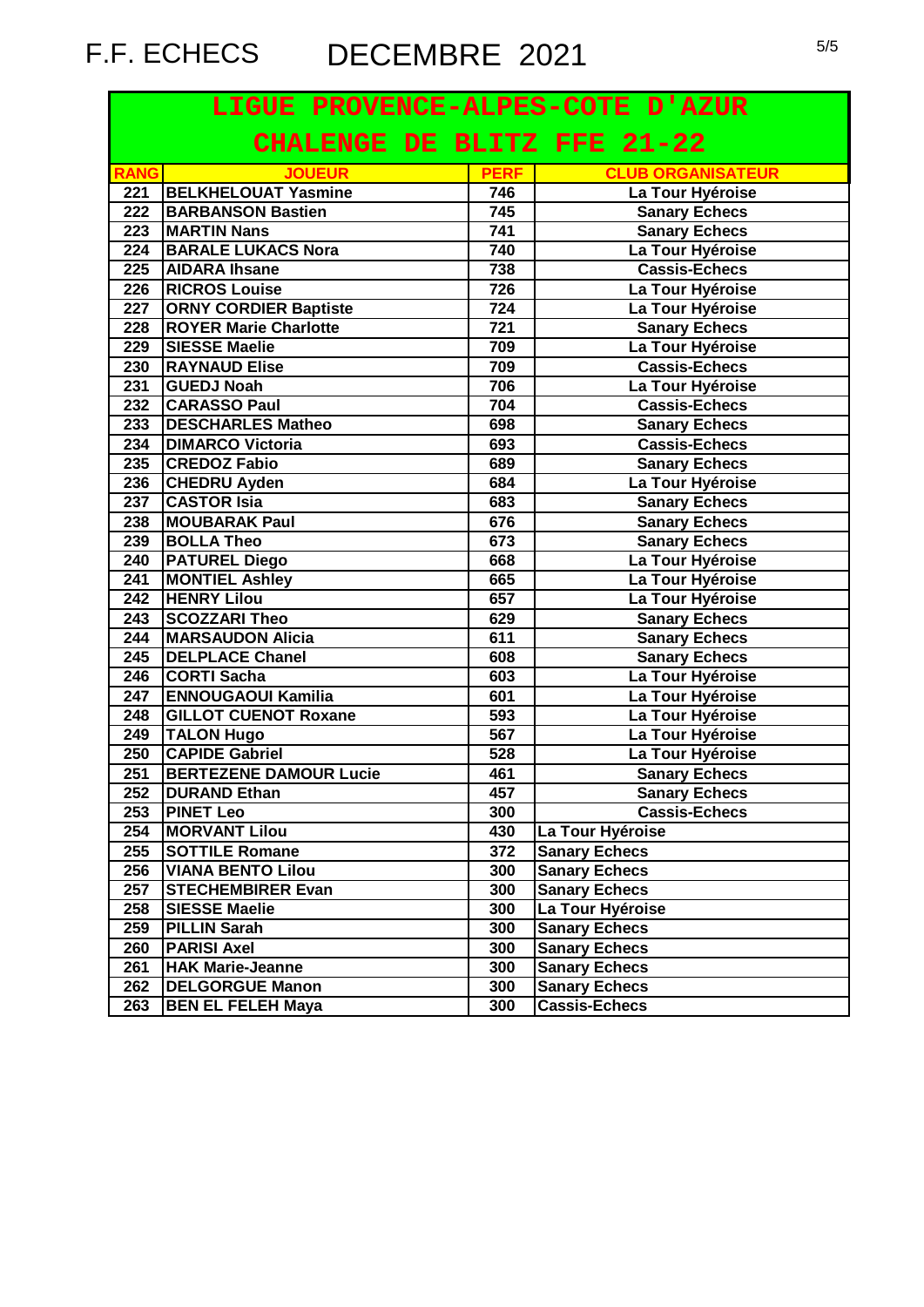# F.F. ECHECS DECEMBRE 2021

## LIGUE PROVENCE-ALPES-COTE D'AZUR

## CHALENGE DE BLITZ FFE 21-22

| RANG | JOUEUR | PERF | CLUB ORGANISATEUR |
|---|---|---|---|
| 221 | BELKHELOUAT Yasmine | 746 | La Tour Hyéroise |
| 222 | BARBANSON Bastien | 745 | Sanary Echecs |
| 223 | MARTIN Nans | 741 | Sanary Echecs |
| 224 | BARALE LUKACS Nora | 740 | La Tour Hyéroise |
| 225 | AIDARA Ihsane | 738 | Cassis-Echecs |
| 226 | RICROS Louise | 726 | La Tour Hyéroise |
| 227 | ORNY CORDIER Baptiste | 724 | La Tour Hyéroise |
| 228 | ROYER Marie Charlotte | 721 | Sanary Echecs |
| 229 | SIESSE Maelie | 709 | La Tour Hyéroise |
| 230 | RAYNAUD Elise | 709 | Cassis-Echecs |
| 231 | GUEDJ Noah | 706 | La Tour Hyéroise |
| 232 | CARASSO Paul | 704 | Cassis-Echecs |
| 233 | DESCHARLES Matheo | 698 | Sanary Echecs |
| 234 | DIMARCO Victoria | 693 | Cassis-Echecs |
| 235 | CREDOZ Fabio | 689 | Sanary Echecs |
| 236 | CHEDRU Ayden | 684 | La Tour Hyéroise |
| 237 | CASTOR Isia | 683 | Sanary Echecs |
| 238 | MOUBARAK Paul | 676 | Sanary Echecs |
| 239 | BOLLA Theo | 673 | Sanary Echecs |
| 240 | PATUREL Diego | 668 | La Tour Hyéroise |
| 241 | MONTIEL Ashley | 665 | La Tour Hyéroise |
| 242 | HENRY Lilou | 657 | La Tour Hyéroise |
| 243 | SCOZZARI Theo | 629 | Sanary Echecs |
| 244 | MARSAUDON Alicia | 611 | Sanary Echecs |
| 245 | DELPLACE Chanel | 608 | Sanary Echecs |
| 246 | CORTI Sacha | 603 | La Tour Hyéroise |
| 247 | ENNOUGAOUI Kamilia | 601 | La Tour Hyéroise |
| 248 | GILLOT CUENOT Roxane | 593 | La Tour Hyéroise |
| 249 | TALON Hugo | 567 | La Tour Hyéroise |
| 250 | CAPIDE Gabriel | 528 | La Tour Hyéroise |
| 251 | BERTEZENE DAMOUR Lucie | 461 | Sanary Echecs |
| 252 | DURAND Ethan | 457 | Sanary Echecs |
| 253 | PINET Leo | 300 | Cassis-Echecs |
| 254 | MORVANT Lilou | 430 | La Tour Hyéroise |
| 255 | SOTTILE Romane | 372 | Sanary Echecs |
| 256 | VIANA BENTO Lilou | 300 | Sanary Echecs |
| 257 | STECHEMBIRER Evan | 300 | Sanary Echecs |
| 258 | SIESSE Maelie | 300 | La Tour Hyéroise |
| 259 | PILLIN Sarah | 300 | Sanary Echecs |
| 260 | PARISI Axel | 300 | Sanary Echecs |
| 261 | HAK Marie-Jeanne | 300 | Sanary Echecs |
| 262 | DELGORGUE Manon | 300 | Sanary Echecs |
| 263 | BEN EL FELEH Maya | 300 | Cassis-Echecs |